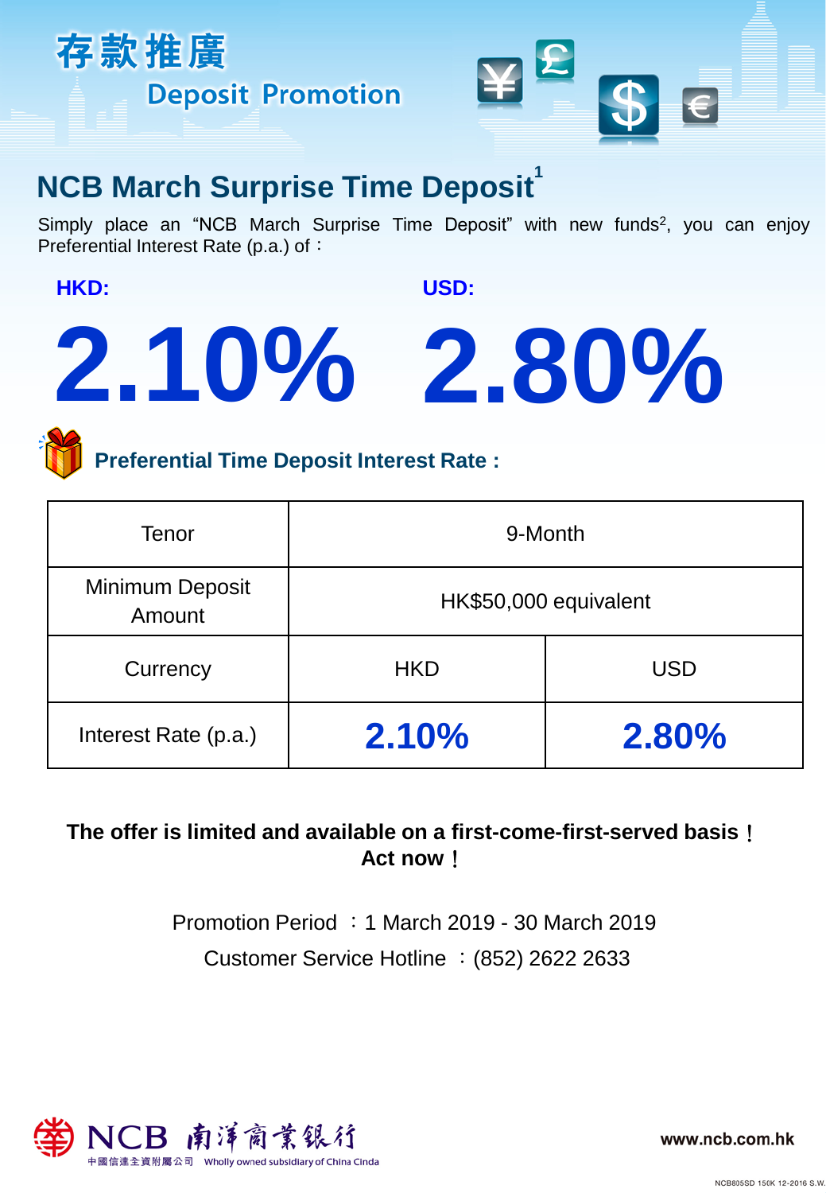# 存款推廣

## Deposit Promotion

## NCB March Surprise Time Deposit[1]

Simply place an "NCB March Surprise Time Deposit" with new funds[2], you can enjoy Preferential Interest Rate (p.a.) of：

**HKD:** **2.10%**

**USD:** **2.80%**

### Preferential Time Deposit Interest Rate :

| Tenor | 9-Month | |
|---|---|---|
| Minimum Deposit Amount | HK$50,000 equivalent | |
| Currency | HKD | USD |
| Interest Rate (p.a.) | **2.10%** | **2.80%** |

**The offer is limited and available on a first-come-first-served basis！ Act now！**

Promotion Period ：1 March 2019 - 30 March 2019

Customer Service Hotline ：(852) 2622 2633

NCB 南洋商業銀行

中國信達全資附屬公司 Wholly owned subsidiary of China Cinda

www.ncb.com.hk

NCB805SD 156K 12-2016 S.W.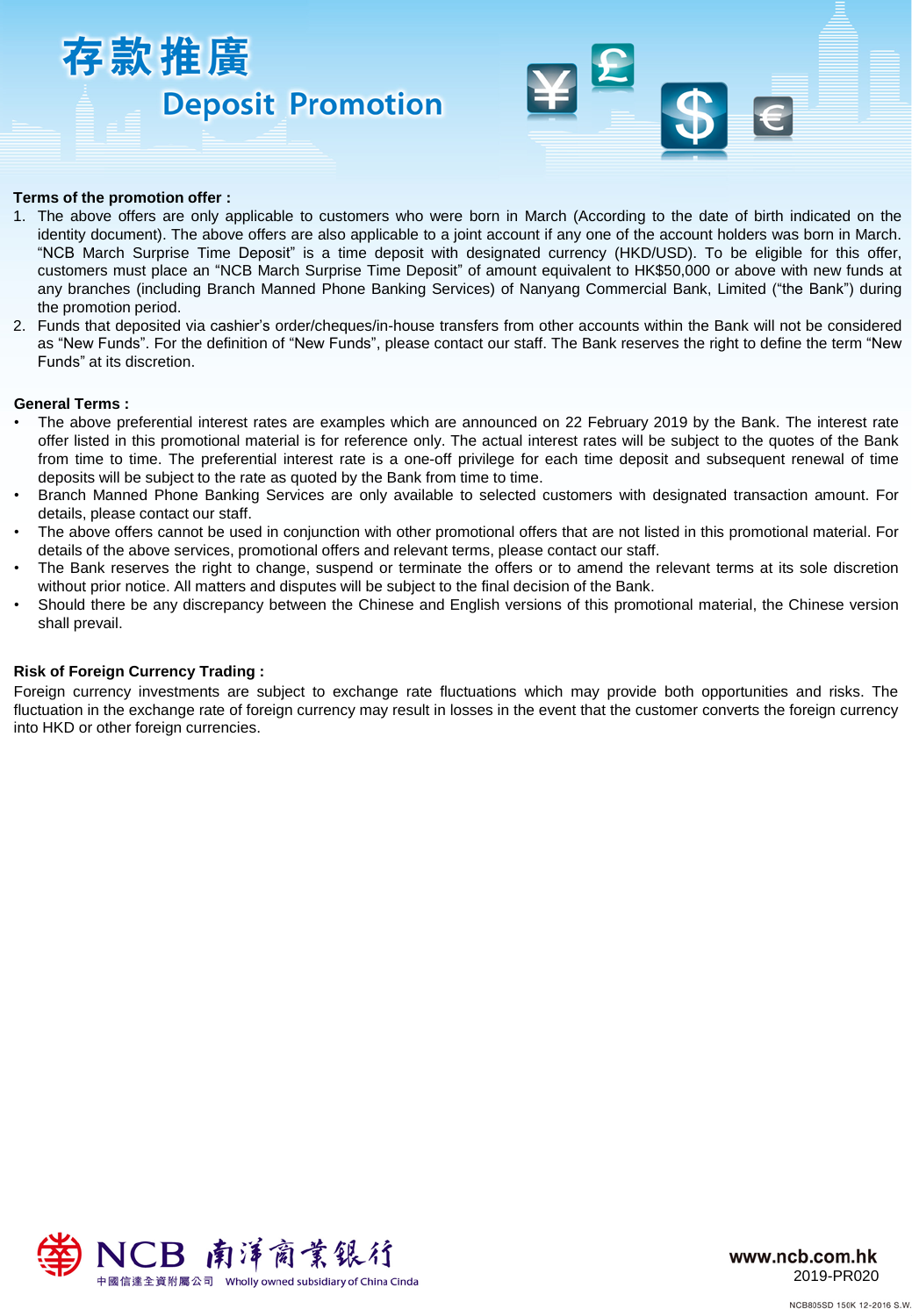# 存款推廣 Deposit Promotion

**Terms of the promotion offer :**

1. The above offers are only applicable to customers who were born in March (According to the date of birth indicated on the identity document). The above offers are also applicable to a joint account if any one of the account holders was born in March. "NCB March Surprise Time Deposit" is a time deposit with designated currency (HKD/USD). To be eligible for this offer, customers must place an "NCB March Surprise Time Deposit" of amount equivalent to HK$50,000 or above with new funds at any branches (including Branch Manned Phone Banking Services) of Nanyang Commercial Bank, Limited ("the Bank") during the promotion period.
2. Funds that deposited via cashier's order/cheques/in-house transfers from other accounts within the Bank will not be considered as "New Funds". For the definition of "New Funds", please contact our staff. The Bank reserves the right to define the term "New Funds" at its discretion.

**General Terms :**

- The above preferential interest rates are examples which are announced on 22 February 2019 by the Bank. The interest rate offer listed in this promotional material is for reference only. The actual interest rates will be subject to the quotes of the Bank from time to time. The preferential interest rate is a one-off privilege for each time deposit and subsequent renewal of time deposits will be subject to the rate as quoted by the Bank from time to time.
- Branch Manned Phone Banking Services are only available to selected customers with designated transaction amount. For details, please contact our staff.
- The above offers cannot be used in conjunction with other promotional offers that are not listed in this promotional material. For details of the above services, promotional offers and relevant terms, please contact our staff.
- The Bank reserves the right to change, suspend or terminate the offers or to amend the relevant terms at its sole discretion without prior notice. All matters and disputes will be subject to the final decision of the Bank.
- Should there be any discrepancy between the Chinese and English versions of this promotional material, the Chinese version shall prevail.

**Risk of Foreign Currency Trading :**

Foreign currency investments are subject to exchange rate fluctuations which may provide both opportunities and risks. The fluctuation in the exchange rate of foreign currency may result in losses in the event that the customer converts the foreign currency into HKD or other foreign currencies.

NCB 南洋商業銀行

中國信達全資附屬公司 Wholly owned subsidiary of China Cinda

www.ncb.com.hk

2019-PR020

NCB805SD 156K 12-2016 S.W.